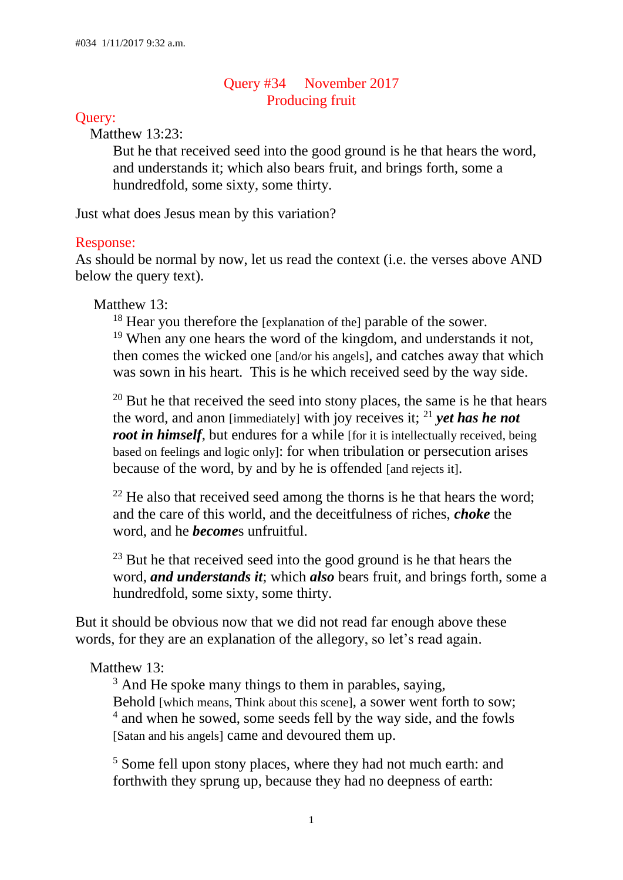#034 1/11/2017 9:32 a.m.

# Query #34 November 2017
## Producing fruit

**Query:**

Matthew 13:23:

> But he that received seed into the good ground is he that hears the word, and understands it; which also bears fruit, and brings forth, some a hundredfold, some sixty, some thirty.

Just what does Jesus mean by this variation?

**Response:**

As should be normal by now, let us read the context (i.e. the verses above AND below the query text).

Matthew 13:

> [18] Hear you therefore the [explanation of the] parable of the sower.
> [19] When any one hears the word of the kingdom, and understands it not, then comes the wicked one [and/or his angels], and catches away that which was sown in his heart. This is he which received seed by the way side.
>
> [20] But he that received the seed into stony places, the same is he that hears the word, and anon [immediately] with joy receives it; [21] ***yet has he not root in himself***, but endures for a while [for it is intellectually received, being based on feelings and logic only]: for when tribulation or persecution arises because of the word, by and by he is offended [and rejects it].
>
> [22] He also that received seed among the thorns is he that hears the word; and the care of this world, and the deceitfulness of riches, ***choke*** the word, and he ***become***s unfruitful.
>
> [23] But he that received seed into the good ground is he that hears the word, ***and understands it***; which ***also*** bears fruit, and brings forth, some a hundredfold, some sixty, some thirty.

But it should be obvious now that we did not read far enough above these words, for they are an explanation of the allegory, so let's read again.

Matthew 13:

> [3] And He spoke many things to them in parables, saying,
> Behold [which means, Think about this scene], a sower went forth to sow;
> [4] and when he sowed, some seeds fell by the way side, and the fowls [Satan and his angels] came and devoured them up.
>
> [5] Some fell upon stony places, where they had not much earth: and forthwith they sprung up, because they had no deepness of earth: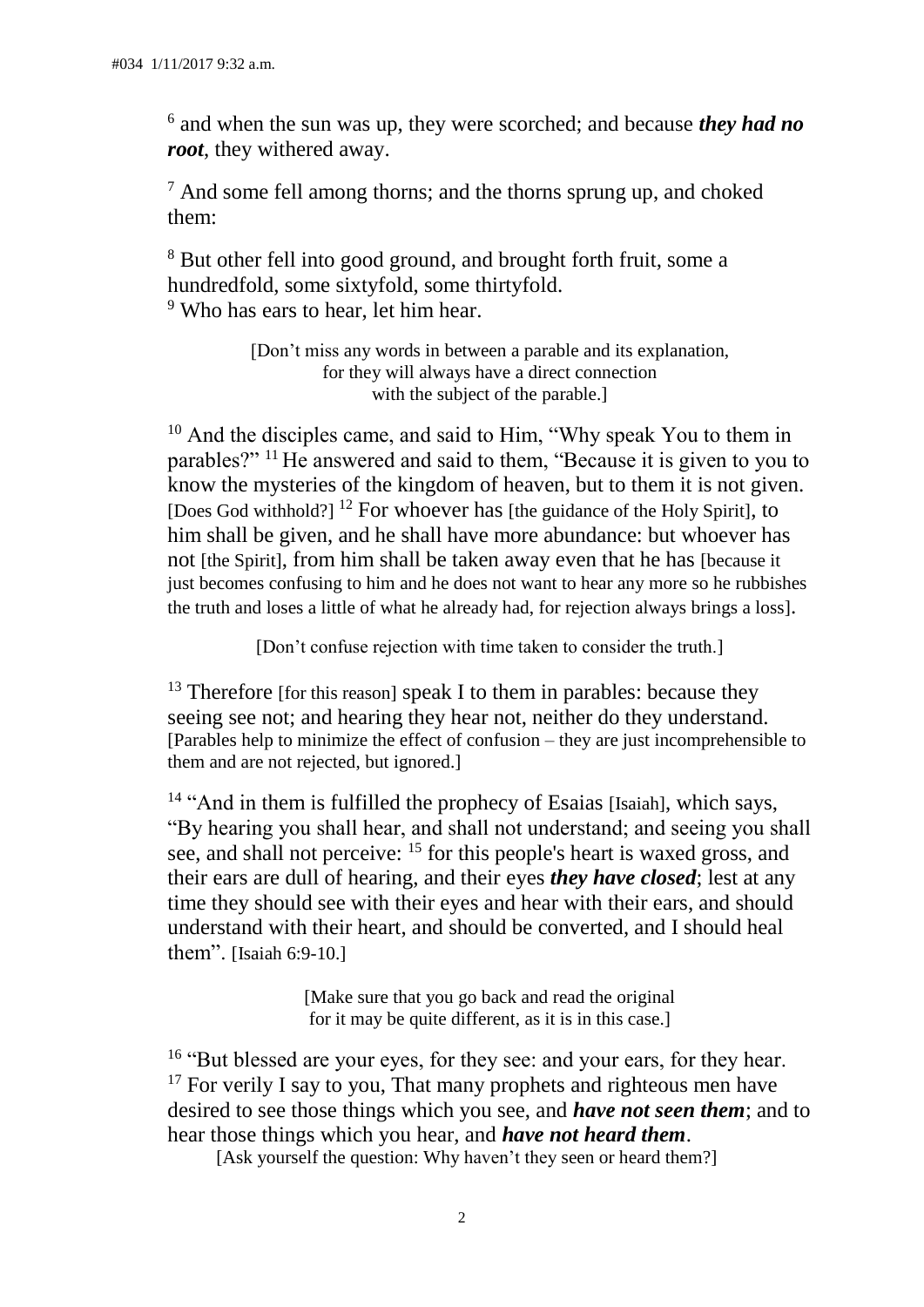[6] and when the sun was up, they were scorched; and because ***they had no root***, they withered away.

[7] And some fell among thorns; and the thorns sprung up, and choked them:

[8] But other fell into good ground, and brought forth fruit, some a hundredfold, some sixtyfold, some thirtyfold.
[9] Who has ears to hear, let him hear.

[Don't miss any words in between a parable and its explanation, for they will always have a direct connection with the subject of the parable.]

[10] And the disciples came, and said to Him, "Why speak You to them in parables?" [11] He answered and said to them, "Because it is given to you to know the mysteries of the kingdom of heaven, but to them it is not given. [Does God withhold?] [12] For whoever has [the guidance of the Holy Spirit], to him shall be given, and he shall have more abundance: but whoever has not [the Spirit], from him shall be taken away even that he has [because it just becomes confusing to him and he does not want to hear any more so he rubbishes the truth and loses a little of what he already had, for rejection always brings a loss].

[Don't confuse rejection with time taken to consider the truth.]

[13] Therefore [for this reason] speak I to them in parables: because they seeing see not; and hearing they hear not, neither do they understand. [Parables help to minimize the effect of confusion – they are just incomprehensible to them and are not rejected, but ignored.]

[14] "And in them is fulfilled the prophecy of Esaias [Isaiah], which says, "By hearing you shall hear, and shall not understand; and seeing you shall see, and shall not perceive: [15] for this people's heart is waxed gross, and their ears are dull of hearing, and their eyes ***they have closed***; lest at any time they should see with their eyes and hear with their ears, and should understand with their heart, and should be converted, and I should heal them". [Isaiah 6:9-10.]

[Make sure that you go back and read the original for it may be quite different, as it is in this case.]

[16] "But blessed are your eyes, for they see: and your ears, for they hear.
[17] For verily I say to you, That many prophets and righteous men have desired to see those things which you see, and ***have not seen them***; and to hear those things which you hear, and ***have not heard them***.
[Ask yourself the question: Why haven't they seen or heard them?]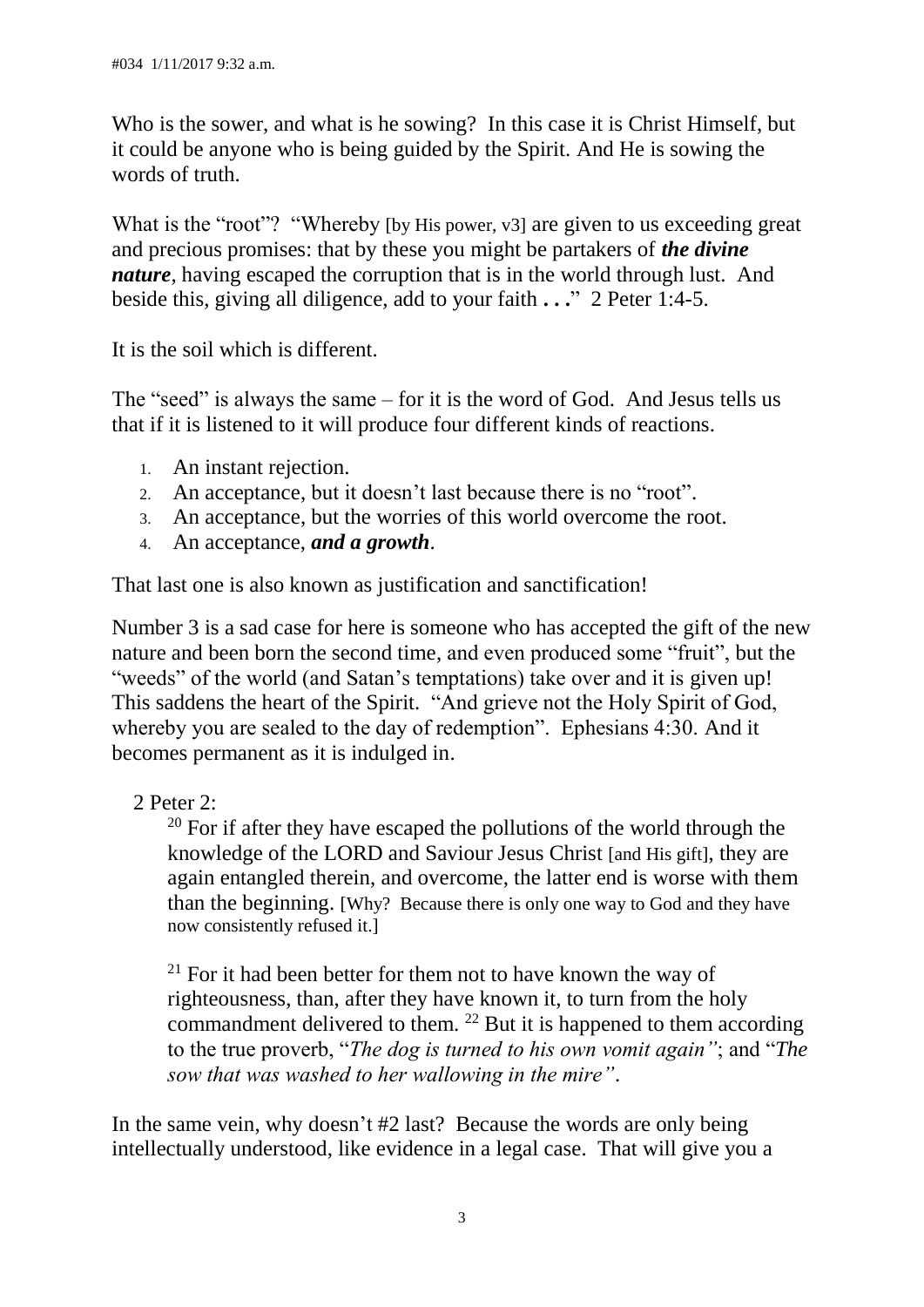#034 1/11/2017 9:32 a.m.

Who is the sower, and what is he sowing? In this case it is Christ Himself, but it could be anyone who is being guided by the Spirit. And He is sowing the words of truth.

What is the "root"? "Whereby [by His power, v3] are given to us exceeding great and precious promises: that by these you might be partakers of ***the divine nature***, having escaped the corruption that is in the world through lust. And beside this, giving all diligence, add to your faith **. . .**" 2 Peter 1:4-5.

It is the soil which is different.

The "seed" is always the same – for it is the word of God. And Jesus tells us that if it is listened to it will produce four different kinds of reactions.

1. An instant rejection.
2. An acceptance, but it doesn't last because there is no "root".
3. An acceptance, but the worries of this world overcome the root.
4. An acceptance, ***and a growth***.

That last one is also known as justification and sanctification!

Number 3 is a sad case for here is someone who has accepted the gift of the new nature and been born the second time, and even produced some "fruit", but the "weeds" of the world (and Satan's temptations) take over and it is given up! This saddens the heart of the Spirit. "And grieve not the Holy Spirit of God, whereby you are sealed to the day of redemption". Ephesians 4:30. And it becomes permanent as it is indulged in.

2 Peter 2:

> [20] For if after they have escaped the pollutions of the world through the knowledge of the LORD and Saviour Jesus Christ [and His gift], they are again entangled therein, and overcome, the latter end is worse with them than the beginning. [Why? Because there is only one way to God and they have now consistently refused it.]
>
> [21] For it had been better for them not to have known the way of righteousness, than, after they have known it, to turn from the holy commandment delivered to them. [22] But it is happened to them according to the true proverb, "*The dog is turned to his own vomit again"*; and "*The sow that was washed to her wallowing in the mire"*.

In the same vein, why doesn't #2 last? Because the words are only being intellectually understood, like evidence in a legal case. That will give you a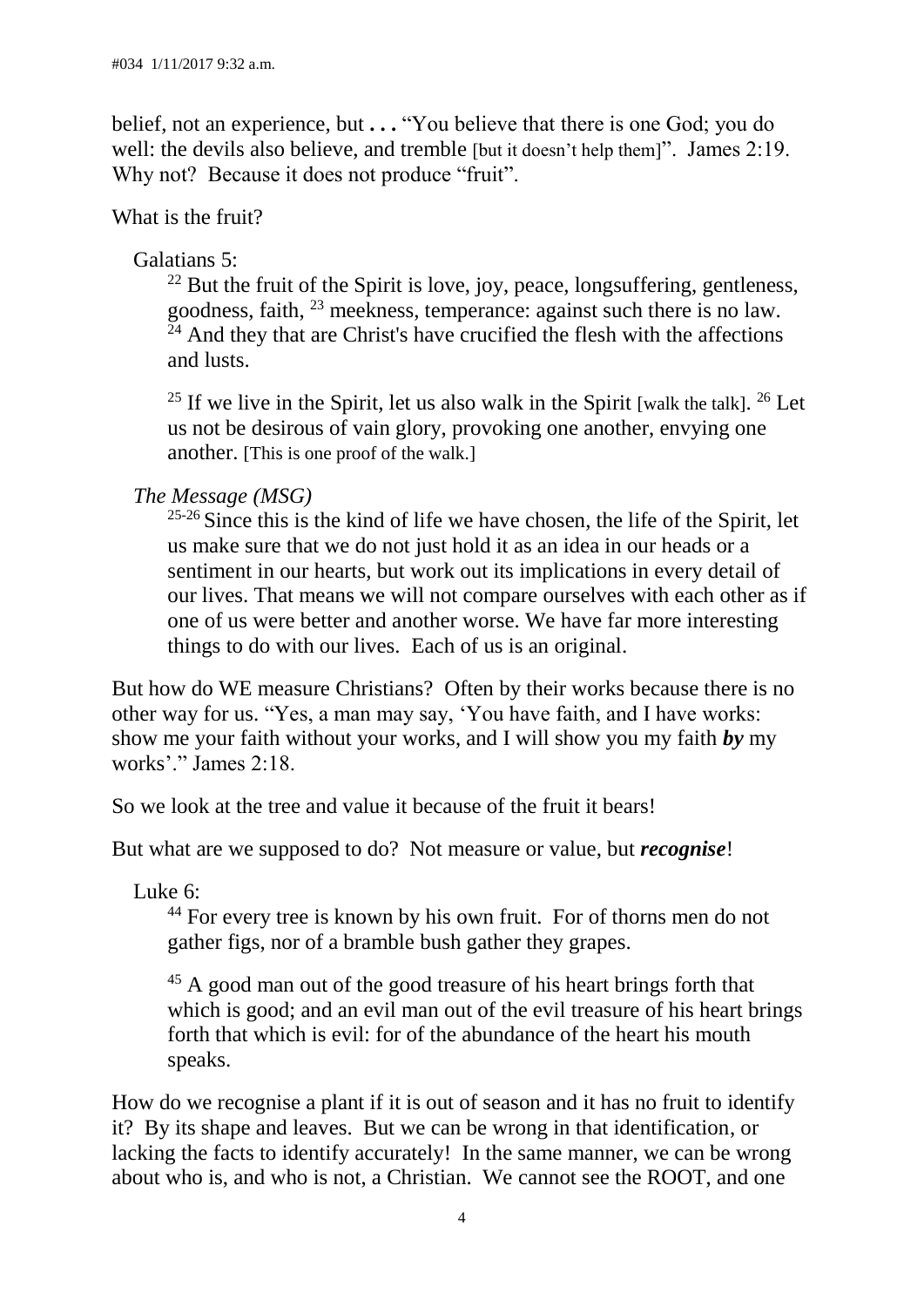belief, not an experience, but **. . .** "You believe that there is one God; you do well: the devils also believe, and tremble [but it doesn't help them]". James 2:19. Why not? Because it does not produce "fruit".

What is the fruit?

Galatians 5:

> [22] But the fruit of the Spirit is love, joy, peace, longsuffering, gentleness, goodness, faith, [23] meekness, temperance: against such there is no law. [24] And they that are Christ's have crucified the flesh with the affections and lusts.
>
> [25] If we live in the Spirit, let us also walk in the Spirit [walk the talk]. [26] Let us not be desirous of vain glory, provoking one another, envying one another. [This is one proof of the walk.]

*The Message (MSG)*

> [25-26] Since this is the kind of life we have chosen, the life of the Spirit, let us make sure that we do not just hold it as an idea in our heads or a sentiment in our hearts, but work out its implications in every detail of our lives. That means we will not compare ourselves with each other as if one of us were better and another worse. We have far more interesting things to do with our lives. Each of us is an original.

But how do WE measure Christians? Often by their works because there is no other way for us. "Yes, a man may say, 'You have faith, and I have works: show me your faith without your works, and I will show you my faith ***by*** my works'." James 2:18.

So we look at the tree and value it because of the fruit it bears!

But what are we supposed to do? Not measure or value, but ***recognise***!

Luke 6:

> [44] For every tree is known by his own fruit. For of thorns men do not gather figs, nor of a bramble bush gather they grapes.
>
> [45] A good man out of the good treasure of his heart brings forth that which is good; and an evil man out of the evil treasure of his heart brings forth that which is evil: for of the abundance of the heart his mouth speaks.

How do we recognise a plant if it is out of season and it has no fruit to identify it? By its shape and leaves. But we can be wrong in that identification, or lacking the facts to identify accurately! In the same manner, we can be wrong about who is, and who is not, a Christian. We cannot see the ROOT, and one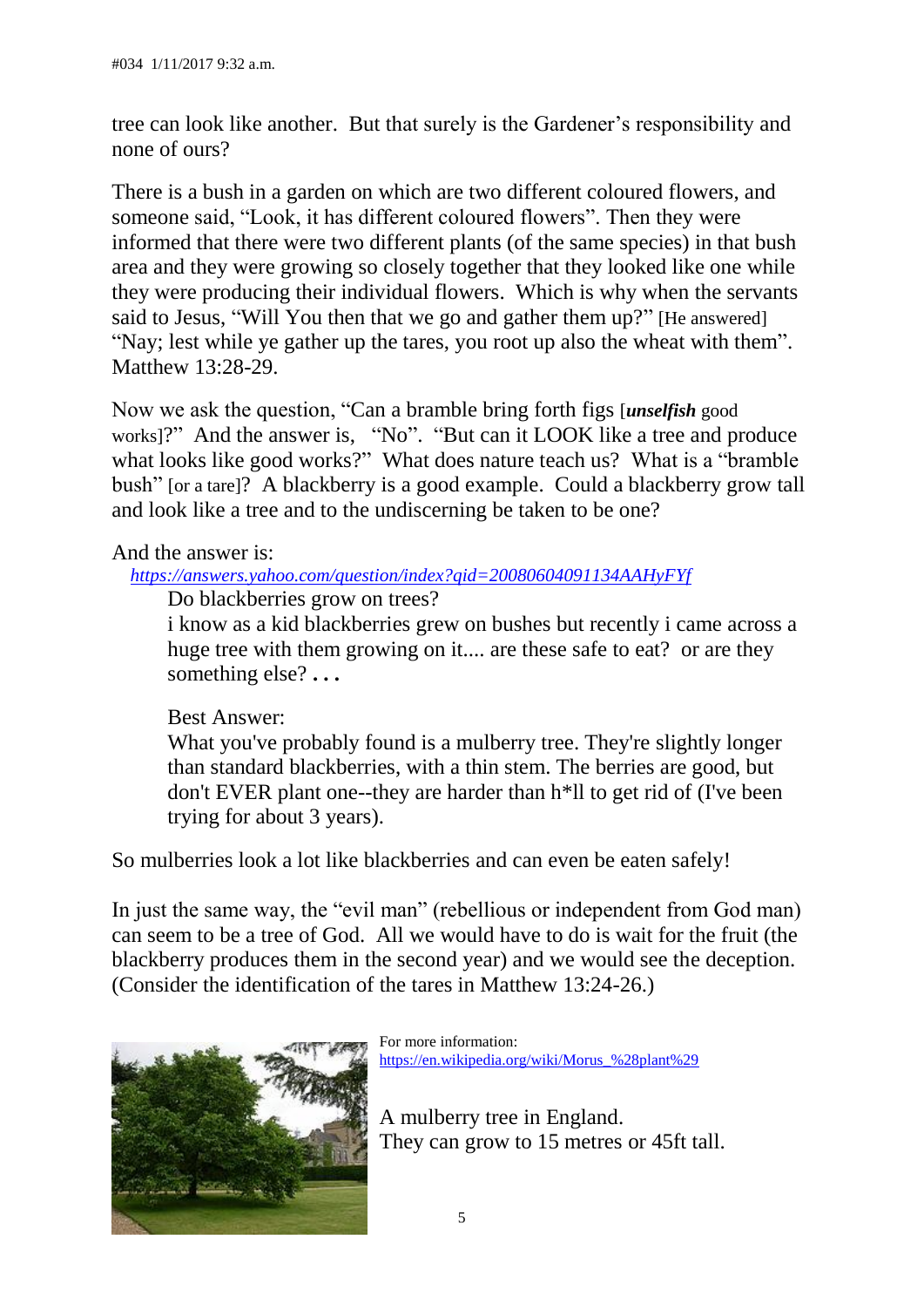tree can look like another. But that surely is the Gardener's responsibility and none of ours?

There is a bush in a garden on which are two different coloured flowers, and someone said, "Look, it has different coloured flowers". Then they were informed that there were two different plants (of the same species) in that bush area and they were growing so closely together that they looked like one while they were producing their individual flowers. Which is why when the servants said to Jesus, "Will You then that we go and gather them up?" [He answered] "Nay; lest while ye gather up the tares, you root up also the wheat with them". Matthew 13:28-29.

Now we ask the question, "Can a bramble bring forth figs [***unselfish*** good works]?" And the answer is, "No". "But can it LOOK like a tree and produce what looks like good works?" What does nature teach us? What is a "bramble bush" [or a tare]? A blackberry is a good example. Could a blackberry grow tall and look like a tree and to the undiscerning be taken to be one?

And the answer is:

*https://answers.yahoo.com/question/index?qid=20080604091134AAHyFYf*

> Do blackberries grow on trees?
>
> i know as a kid blackberries grew on bushes but recently i came across a huge tree with them growing on it.... are these safe to eat? or are they something else? **. . .**
>
> Best Answer:
>
> What you've probably found is a mulberry tree. They're slightly longer than standard blackberries, with a thin stem. The berries are good, but don't EVER plant one--they are harder than h*ll to get rid of (I've been trying for about 3 years).

So mulberries look a lot like blackberries and can even be eaten safely!

In just the same way, the "evil man" (rebellious or independent from God man) can seem to be a tree of God. All we would have to do is wait for the fruit (the blackberry produces them in the second year) and we would see the deception. (Consider the identification of the tares in Matthew 13:24-26.)

For more information: https://en.wikipedia.org/wiki/Morus_%28plant%29

A mulberry tree in England.
They can grow to 15 metres or 45ft tall.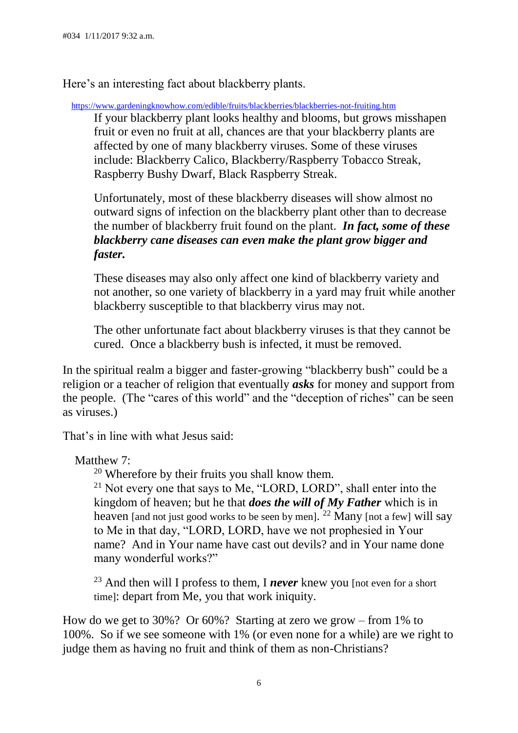#034 1/11/2017 9:32 a.m.

Here's an interesting fact about blackberry plants.

https://www.gardeningknowhow.com/edible/fruits/blackberries/blackberries-not-fruiting.htm

> If your blackberry plant looks healthy and blooms, but grows misshapen fruit or even no fruit at all, chances are that your blackberry plants are affected by one of many blackberry viruses. Some of these viruses include: Blackberry Calico, Blackberry/Raspberry Tobacco Streak, Raspberry Bushy Dwarf, Black Raspberry Streak.
>
> Unfortunately, most of these blackberry diseases will show almost no outward signs of infection on the blackberry plant other than to decrease the number of blackberry fruit found on the plant. ***In fact, some of these blackberry cane diseases can even make the plant grow bigger and faster.***
>
> These diseases may also only affect one kind of blackberry variety and not another, so one variety of blackberry in a yard may fruit while another blackberry susceptible to that blackberry virus may not.
>
> The other unfortunate fact about blackberry viruses is that they cannot be cured. Once a blackberry bush is infected, it must be removed.

In the spiritual realm a bigger and faster-growing "blackberry bush" could be a religion or a teacher of religion that eventually ***asks*** for money and support from the people. (The "cares of this world" and the "deception of riches" can be seen as viruses.)

That's in line with what Jesus said:

Matthew 7:

> [20] Wherefore by their fruits you shall know them.
> [21] Not every one that says to Me, "LORD, LORD", shall enter into the kingdom of heaven; but he that ***does the will of My Father*** which is in heaven [and not just good works to be seen by men]. [22] Many [not a few] will say to Me in that day, "LORD, LORD, have we not prophesied in Your name? And in Your name have cast out devils? and in Your name done many wonderful works?"
>
> [23] And then will I profess to them, I ***never*** knew you [not even for a short time]: depart from Me, you that work iniquity.

How do we get to 30%? Or 60%? Starting at zero we grow – from 1% to 100%. So if we see someone with 1% (or even none for a while) are we right to judge them as having no fruit and think of them as non-Christians?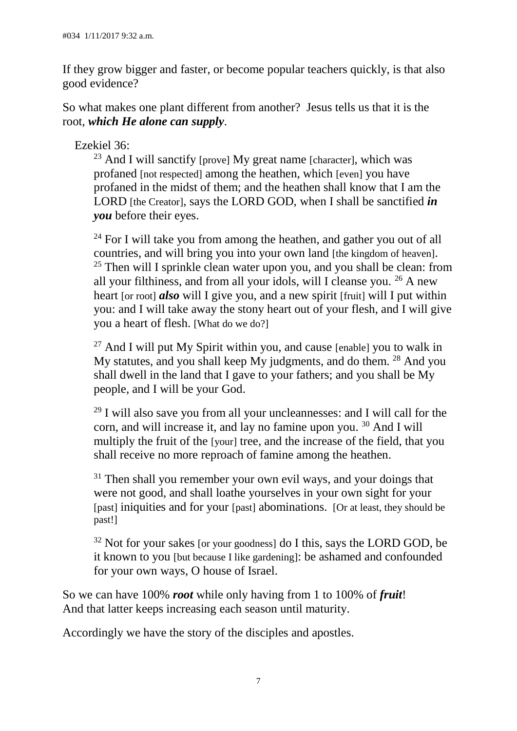If they grow bigger and faster, or become popular teachers quickly, is that also good evidence?

So what makes one plant different from another? Jesus tells us that it is the root, ***which He alone can supply***.

Ezekiel 36:

> [23] And I will sanctify [prove] My great name [character], which was profaned [not respected] among the heathen, which [even] you have profaned in the midst of them; and the heathen shall know that I am the LORD [the Creator], says the LORD GOD, when I shall be sanctified ***in you*** before their eyes.
>
> [24] For I will take you from among the heathen, and gather you out of all countries, and will bring you into your own land [the kingdom of heaven]. [25] Then will I sprinkle clean water upon you, and you shall be clean: from all your filthiness, and from all your idols, will I cleanse you. [26] A new heart [or root] ***also*** will I give you, and a new spirit [fruit] will I put within you: and I will take away the stony heart out of your flesh, and I will give you a heart of flesh. [What do we do?]
>
> [27] And I will put My Spirit within you, and cause [enable] you to walk in My statutes, and you shall keep My judgments, and do them. [28] And you shall dwell in the land that I gave to your fathers; and you shall be My people, and I will be your God.
>
> [29] I will also save you from all your uncleannesses: and I will call for the corn, and will increase it, and lay no famine upon you. [30] And I will multiply the fruit of the [your] tree, and the increase of the field, that you shall receive no more reproach of famine among the heathen.
>
> [31] Then shall you remember your own evil ways, and your doings that were not good, and shall loathe yourselves in your own sight for your [past] iniquities and for your [past] abominations. [Or at least, they should be past!]
>
> [32] Not for your sakes [or your goodness] do I this, says the LORD GOD, be it known to you [but because I like gardening]: be ashamed and confounded for your own ways, O house of Israel.

So we can have 100% ***root*** while only having from 1 to 100% of ***fruit***!
And that latter keeps increasing each season until maturity.

Accordingly we have the story of the disciples and apostles.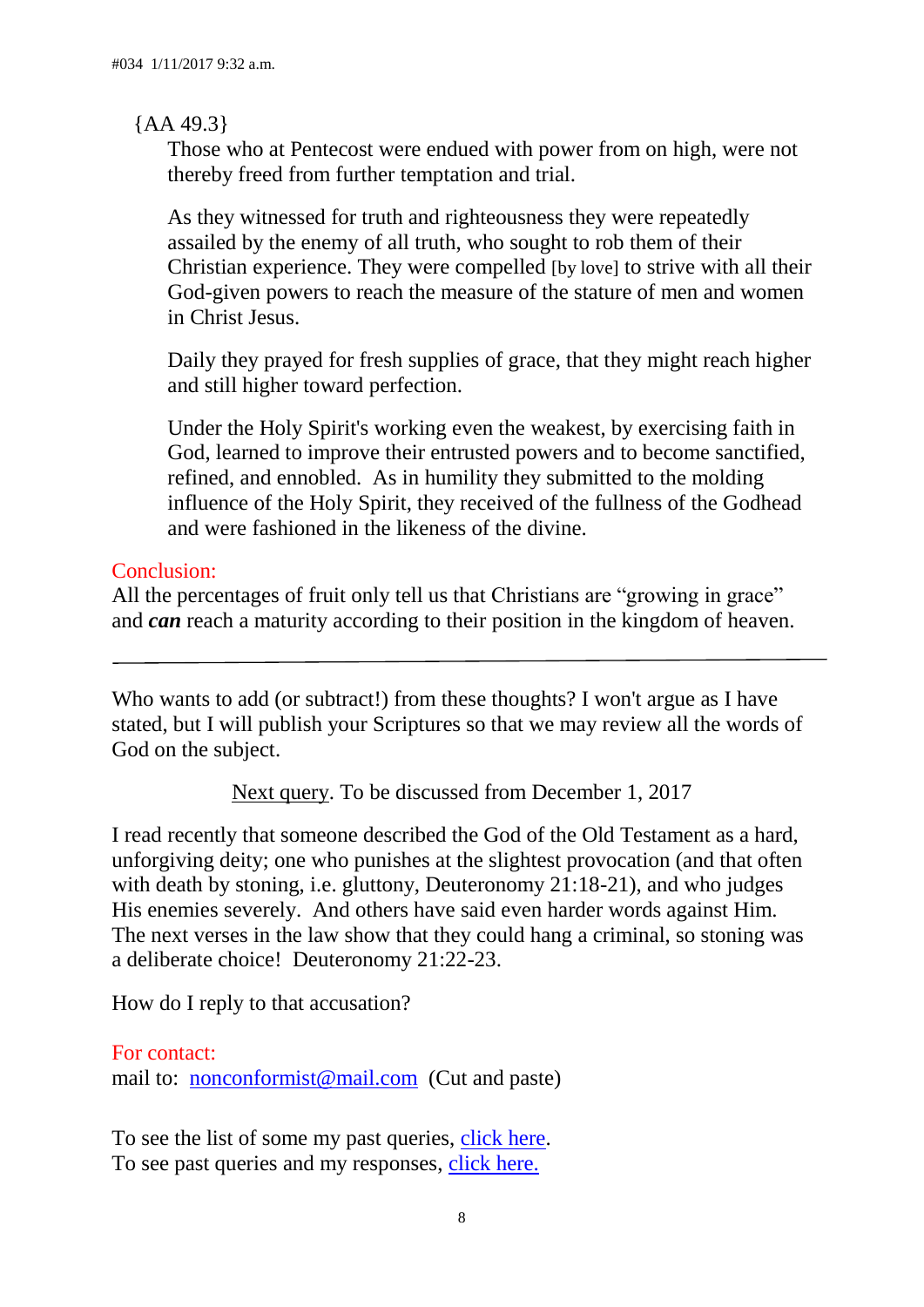#034 1/11/2017 9:32 a.m.

{AA 49.3}

> Those who at Pentecost were endued with power from on high, were not thereby freed from further temptation and trial.
>
> As they witnessed for truth and righteousness they were repeatedly assailed by the enemy of all truth, who sought to rob them of their Christian experience. They were compelled [by love] to strive with all their God-given powers to reach the measure of the stature of men and women in Christ Jesus.
>
> Daily they prayed for fresh supplies of grace, that they might reach higher and still higher toward perfection.
>
> Under the Holy Spirit's working even the weakest, by exercising faith in God, learned to improve their entrusted powers and to become sanctified, refined, and ennobled. As in humility they submitted to the molding influence of the Holy Spirit, they received of the fullness of the Godhead and were fashioned in the likeness of the divine.

Conclusion:

All the percentages of fruit only tell us that Christians are "growing in grace" and ***can*** reach a maturity according to their position in the kingdom of heaven.

---

Who wants to add (or subtract!) from these thoughts? I won't argue as I have stated, but I will publish your Scriptures so that we may review all the words of God on the subject.

Next query. To be discussed from December 1, 2017

I read recently that someone described the God of the Old Testament as a hard, unforgiving deity; one who punishes at the slightest provocation (and that often with death by stoning, i.e. gluttony, Deuteronomy 21:18-21), and who judges His enemies severely. And others have said even harder words against Him. The next verses in the law show that they could hang a criminal, so stoning was a deliberate choice! Deuteronomy 21:22-23.

How do I reply to that accusation?

For contact:

mail to: nonconformist@mail.com (Cut and paste)

To see the list of some my past queries, click here.
To see past queries and my responses, click here.